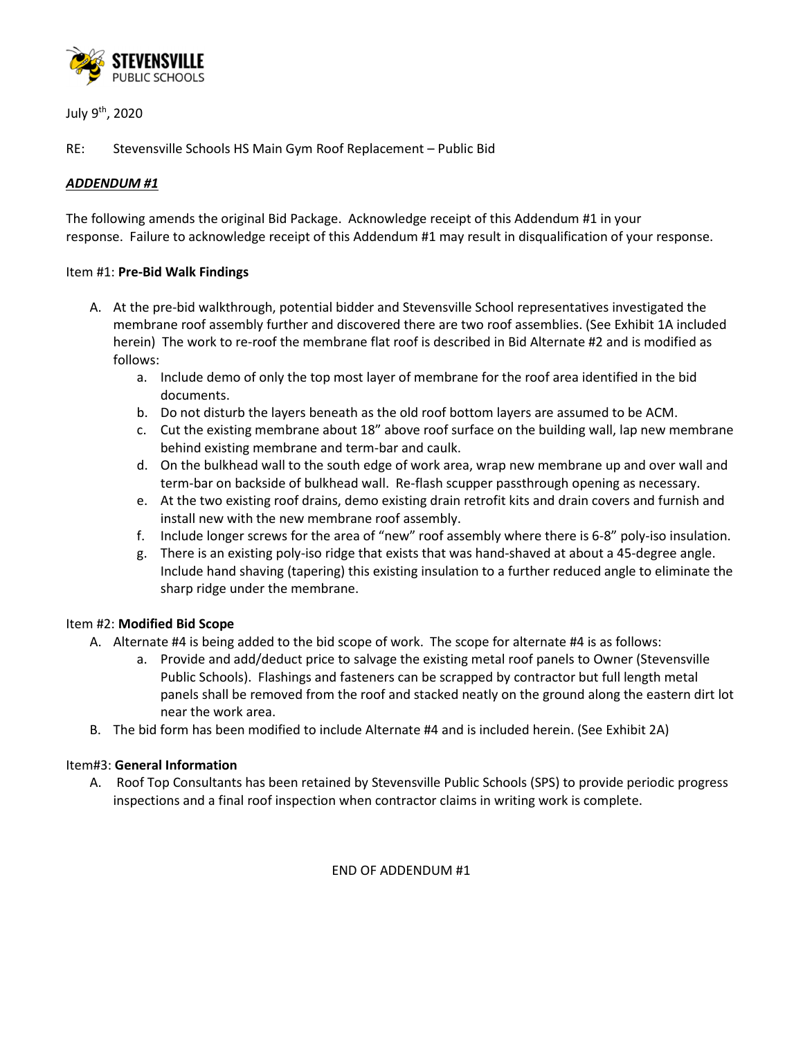STEVENSVILLE PUBLIC SCHOOLS

July 9th, 2020

RE: Stevensville Schools HS Main Gym Roof Replacement – Public Bid

***ADDENDUM #1***

The following amends the original Bid Package. Acknowledge receipt of this Addendum #1 in your response. Failure to acknowledge receipt of this Addendum #1 may result in disqualification of your response.

Item #1: **Pre-Bid Walk Findings**

A. At the pre-bid walkthrough, potential bidder and Stevensville School representatives investigated the membrane roof assembly further and discovered there are two roof assemblies. (See Exhibit 1A included herein) The work to re-roof the membrane flat roof is described in Bid Alternate #2 and is modified as follows:
   a. Include demo of only the top most layer of membrane for the roof area identified in the bid documents.
   b. Do not disturb the layers beneath as the old roof bottom layers are assumed to be ACM.
   c. Cut the existing membrane about 18" above roof surface on the building wall, lap new membrane behind existing membrane and term-bar and caulk.
   d. On the bulkhead wall to the south edge of work area, wrap new membrane up and over wall and term-bar on backside of bulkhead wall. Re-flash scupper passthrough opening as necessary.
   e. At the two existing roof drains, demo existing drain retrofit kits and drain covers and furnish and install new with the new membrane roof assembly.
   f. Include longer screws for the area of "new" roof assembly where there is 6-8" poly-iso insulation.
   g. There is an existing poly-iso ridge that exists that was hand-shaved at about a 45-degree angle. Include hand shaving (tapering) this existing insulation to a further reduced angle to eliminate the sharp ridge under the membrane.

Item #2: **Modified Bid Scope**

A. Alternate #4 is being added to the bid scope of work. The scope for alternate #4 is as follows:
   a. Provide and add/deduct price to salvage the existing metal roof panels to Owner (Stevensville Public Schools). Flashings and fasteners can be scrapped by contractor but full length metal panels shall be removed from the roof and stacked neatly on the ground along the eastern dirt lot near the work area.
B. The bid form has been modified to include Alternate #4 and is included herein. (See Exhibit 2A)

Item#3: **General Information**

A. Roof Top Consultants has been retained by Stevensville Public Schools (SPS) to provide periodic progress inspections and a final roof inspection when contractor claims in writing work is complete.

END OF ADDENDUM #1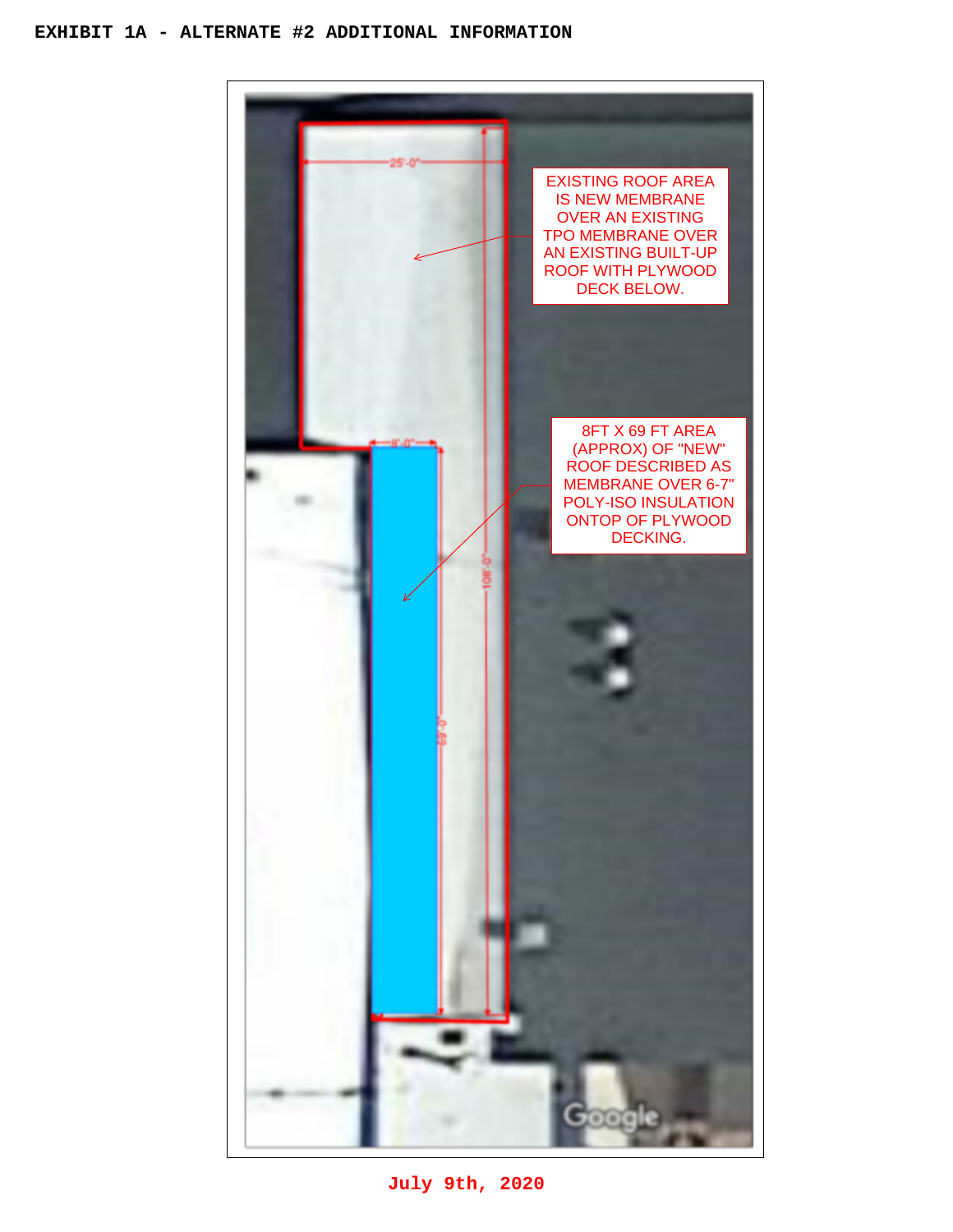# EXHIBIT 1A - ALTERNATE #2 ADDITIONAL INFORMATION

25'-0"

EXISTING ROOF AREA IS NEW MEMBRANE OVER AN EXISTING TPO MEMBRANE OVER AN EXISTING BUILT-UP ROOF WITH PLYWOOD DECK BELOW.

8'-0"

8FT X 69 FT AREA (APPROX) OF "NEW" ROOF DESCRIBED AS MEMBRANE OVER 6-7" POLY-ISO INSULATION ONTOP OF PLYWOOD DECKING.

108'-0"

69'-0"

July 9th, 2020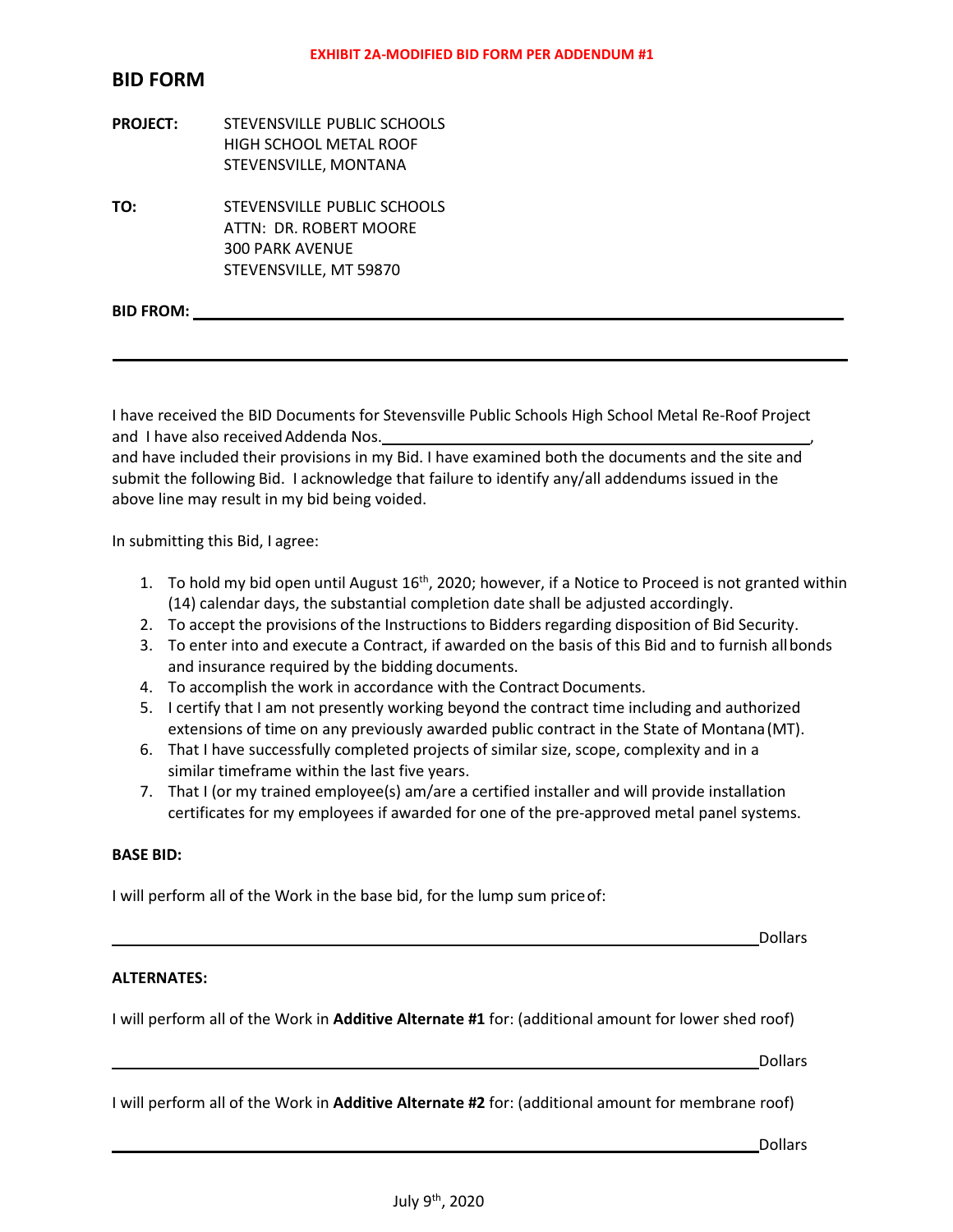**EXHIBIT 2A-MODIFIED BID FORM PER ADDENDUM #1**

# BID FORM

**PROJECT:** STEVENSVILLE PUBLIC SCHOOLS
HIGH SCHOOL METAL ROOF
STEVENSVILLE, MONTANA

**TO:** STEVENSVILLE PUBLIC SCHOOLS
ATTN: DR. ROBERT MOORE
300 PARK AVENUE
STEVENSVILLE, MT 59870

**BID FROM:** \_\_\_\_\_\_\_\_\_\_\_\_\_\_\_\_\_\_\_\_\_\_\_\_\_\_\_\_\_\_\_\_\_\_\_\_\_\_\_\_\_\_\_\_\_\_\_\_\_\_\_\_

\_\_\_\_\_\_\_\_\_\_\_\_\_\_\_\_\_\_\_\_\_\_\_\_\_\_\_\_\_\_\_\_\_\_\_\_\_\_\_\_\_\_\_\_\_\_\_\_\_\_\_\_\_\_\_\_\_\_\_\_\_

I have received the BID Documents for Stevensville Public Schools High School Metal Re-Roof Project and I have also received Addenda Nos.\_\_\_\_\_\_\_\_\_\_\_\_\_\_\_\_\_\_\_\_\_\_\_\_\_\_\_\_\_\_\_\_\_\_\_\_,
and have included their provisions in my Bid. I have examined both the documents and the site and submit the following Bid. I acknowledge that failure to identify any/all addendums issued in the above line may result in my bid being voided.

In submitting this Bid, I agree:

1. To hold my bid open until August 16th, 2020; however, if a Notice to Proceed is not granted within (14) calendar days, the substantial completion date shall be adjusted accordingly.
2. To accept the provisions of the Instructions to Bidders regarding disposition of Bid Security.
3. To enter into and execute a Contract, if awarded on the basis of this Bid and to furnish all bonds and insurance required by the bidding documents.
4. To accomplish the work in accordance with the Contract Documents.
5. I certify that I am not presently working beyond the contract time including and authorized extensions of time on any previously awarded public contract in the State of Montana (MT).
6. That I have successfully completed projects of similar size, scope, complexity and in a similar timeframe within the last five years.
7. That I (or my trained employee(s) am/are a certified installer and will provide installation certificates for my employees if awarded for one of the pre-approved metal panel systems.

**BASE BID:**

I will perform all of the Work in the base bid, for the lump sum price of:

\_\_\_\_\_\_\_\_\_\_\_\_\_\_\_\_\_\_\_\_\_\_\_\_\_\_\_\_\_\_\_\_\_\_\_\_\_\_\_\_\_\_\_\_\_\_\_\_\_\_\_\_\_\_\_\_\_\_Dollars

**ALTERNATES:**

I will perform all of the Work in **Additive Alternate #1** for: (additional amount for lower shed roof)

\_\_\_\_\_\_\_\_\_\_\_\_\_\_\_\_\_\_\_\_\_\_\_\_\_\_\_\_\_\_\_\_\_\_\_\_\_\_\_\_\_\_\_\_\_\_\_\_\_\_\_\_\_\_\_\_\_\_Dollars

I will perform all of the Work in **Additive Alternate #2** for: (additional amount for membrane roof)

\_\_\_\_\_\_\_\_\_\_\_\_\_\_\_\_\_\_\_\_\_\_\_\_\_\_\_\_\_\_\_\_\_\_\_\_\_\_\_\_\_\_\_\_\_\_\_\_\_\_\_\_\_\_\_\_\_\_Dollars

July 9th, 2020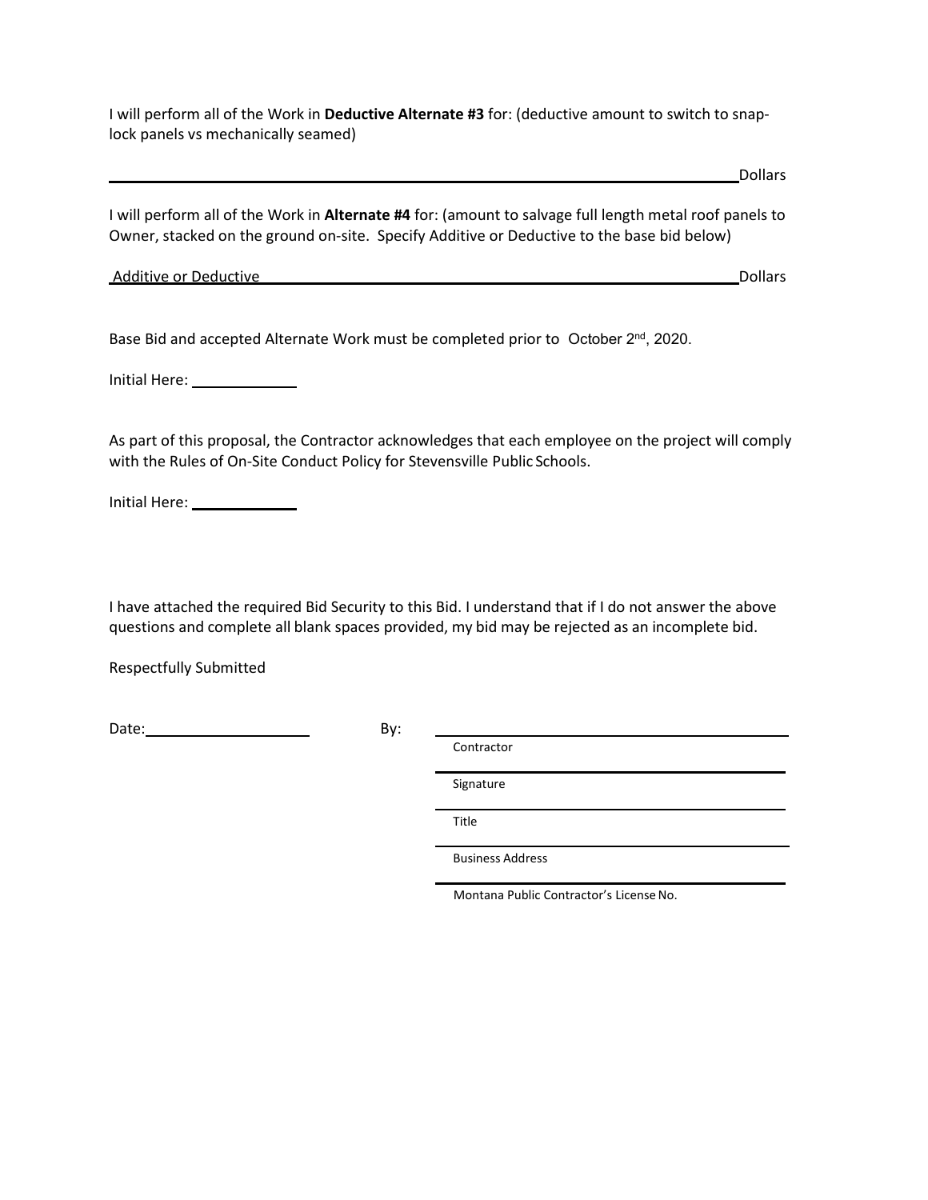I will perform all of the Work in **Deductive Alternate #3** for: (deductive amount to switch to snap-lock panels vs mechanically seamed)

\_\_\_\_\_\_\_\_\_\_\_\_\_\_\_\_\_\_\_\_\_\_\_\_\_\_\_\_\_\_\_\_\_\_\_\_\_\_\_\_\_\_\_\_\_\_\_\_\_\_\_\_\_\_\_\_\_\_\_\_\_\_\_\_Dollars

I will perform all of the Work in **Alternate #4** for: (amount to salvage full length metal roof panels to Owner, stacked on the ground on-site. Specify Additive or Deductive to the base bid below)

Additive or Deductive\_\_\_\_\_\_\_\_\_\_\_\_\_\_\_\_\_\_\_\_\_\_\_\_\_\_\_\_\_\_\_\_\_\_\_\_\_\_\_\_\_\_\_\_\_\_\_\_\_\_\_\_Dollars

Base Bid and accepted Alternate Work must be completed prior to October 2nd, 2020.

Initial Here: \_\_\_\_\_\_\_\_\_\_\_\_

As part of this proposal, the Contractor acknowledges that each employee on the project will comply with the Rules of On-Site Conduct Policy for Stevensville Public Schools.

Initial Here: \_\_\_\_\_\_\_\_\_\_\_\_

I have attached the required Bid Security to this Bid. I understand that if I do not answer the above questions and complete all blank spaces provided, my bid may be rejected as an incomplete bid.

Respectfully Submitted

Date: \_\_\_\_\_\_\_\_\_\_\_\_\_\_\_\_\_\_ By: \_\_\_\_\_\_\_\_\_\_\_\_\_\_\_\_\_\_\_\_\_\_\_\_\_\_\_\_\_\_\_\_\_\_\_\_\_\_\_\_

Contractor

\_\_\_\_\_\_\_\_\_\_\_\_\_\_\_\_\_\_\_\_\_\_\_\_\_\_\_\_\_\_\_\_\_\_\_\_\_\_\_\_

Signature

\_\_\_\_\_\_\_\_\_\_\_\_\_\_\_\_\_\_\_\_\_\_\_\_\_\_\_\_\_\_\_\_\_\_\_\_\_\_\_\_

Title

\_\_\_\_\_\_\_\_\_\_\_\_\_\_\_\_\_\_\_\_\_\_\_\_\_\_\_\_\_\_\_\_\_\_\_\_\_\_\_\_

Business Address

\_\_\_\_\_\_\_\_\_\_\_\_\_\_\_\_\_\_\_\_\_\_\_\_\_\_\_\_\_\_\_\_\_\_\_\_\_\_\_\_

Montana Public Contractor's License No.